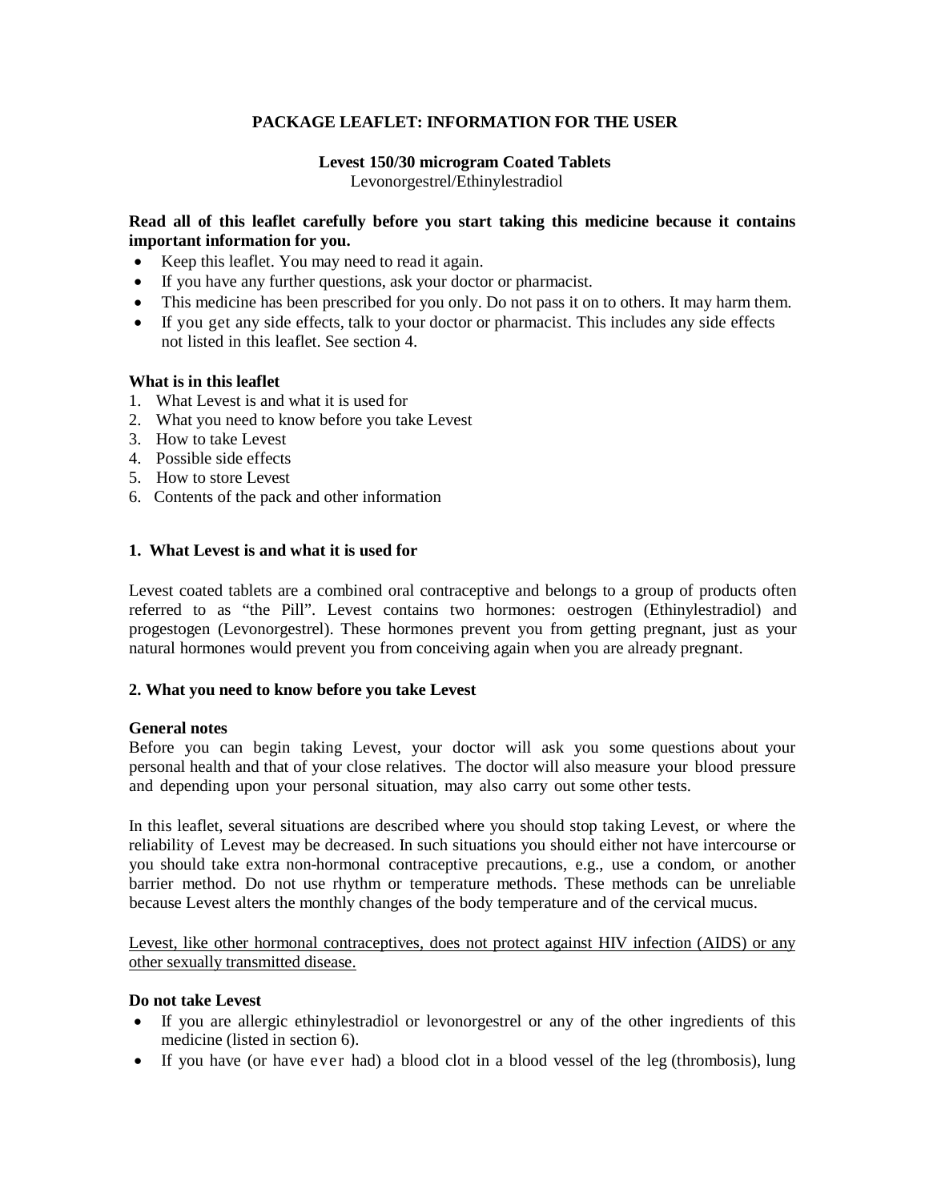# PACKAGE LEAFLET: INFORMATION FOR THE USER

## Levest 150/30 microgram Coated Tablets

Levonorgestrel/Ethinylestradiol

**Read all of this leaflet carefully before you start taking this medicine because it contains important information for you.**

- Keep this leaflet. You may need to read it again.
- If you have any further questions, ask your doctor or pharmacist.
- This medicine has been prescribed for you only. Do not pass it on to others. It may harm them.
- If you get any side effects, talk to your doctor or pharmacist. This includes any side effects not listed in this leaflet. See section 4.

**What is in this leaflet**

1. What Levest is and what it is used for
2. What you need to know before you take Levest
3. How to take Levest
4. Possible side effects
5. How to store Levest
6. Contents of the pack and other information

## 1. What Levest is and what it is used for

Levest coated tablets are a combined oral contraceptive and belongs to a group of products often referred to as "the Pill". Levest contains two hormones: oestrogen (Ethinylestradiol) and progestogen (Levonorgestrel). These hormones prevent you from getting pregnant, just as your natural hormones would prevent you from conceiving again when you are already pregnant.

## 2. What you need to know before you take Levest

**General notes**

Before you can begin taking Levest, your doctor will ask you some questions about your personal health and that of your close relatives. The doctor will also measure your blood pressure and depending upon your personal situation, may also carry out some other tests.

In this leaflet, several situations are described where you should stop taking Levest, or where the reliability of Levest may be decreased. In such situations you should either not have intercourse or you should take extra non-hormonal contraceptive precautions, e.g., use a condom, or another barrier method. Do not use rhythm or temperature methods. These methods can be unreliable because Levest alters the monthly changes of the body temperature and of the cervical mucus.

Levest, like other hormonal contraceptives, does not protect against HIV infection (AIDS) or any other sexually transmitted disease.

**Do not take Levest**

- If you are allergic ethinylestradiol or levonorgestrel or any of the other ingredients of this medicine (listed in section 6).
- If you have (or have ever had) a blood clot in a blood vessel of the leg (thrombosis), lung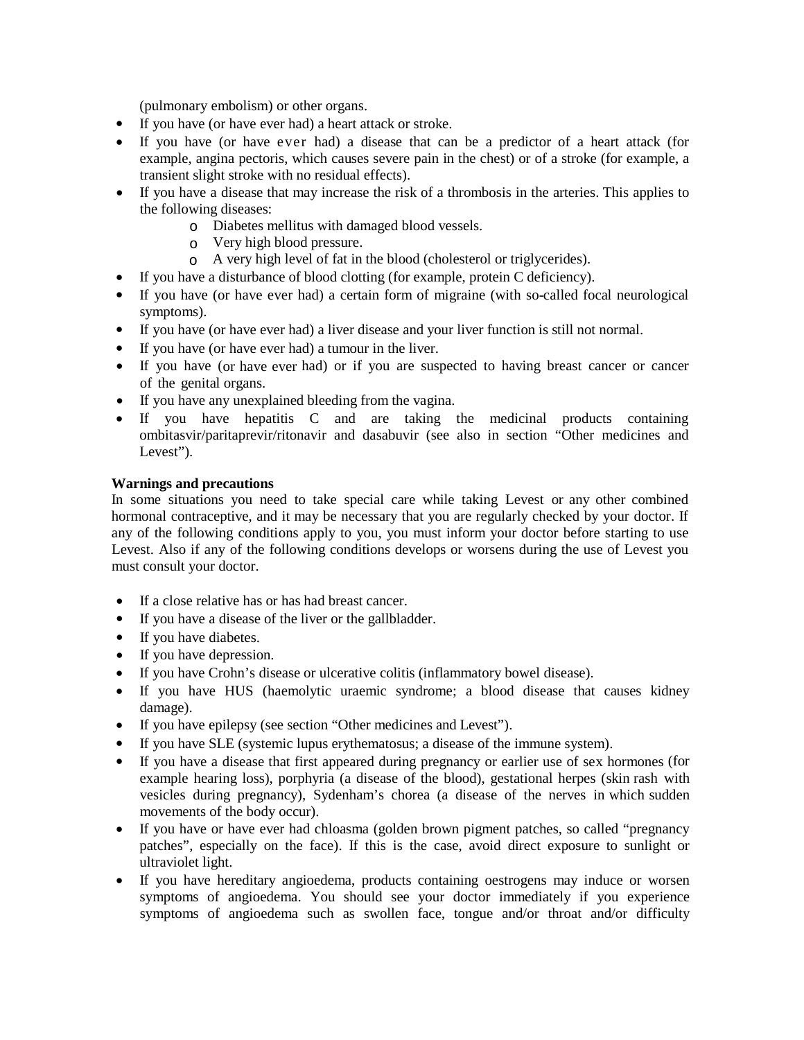(pulmonary embolism) or other organs.

- If you have (or have ever had) a heart attack or stroke.
- If you have (or have ever had) a disease that can be a predictor of a heart attack (for example, angina pectoris, which causes severe pain in the chest) or of a stroke (for example, a transient slight stroke with no residual effects).
- If you have a disease that may increase the risk of a thrombosis in the arteries. This applies to the following diseases:
    - Diabetes mellitus with damaged blood vessels.
    - Very high blood pressure.
    - A very high level of fat in the blood (cholesterol or triglycerides).
- If you have a disturbance of blood clotting (for example, protein C deficiency).
- If you have (or have ever had) a certain form of migraine (with so-called focal neurological symptoms).
- If you have (or have ever had) a liver disease and your liver function is still not normal.
- If you have (or have ever had) a tumour in the liver.
- If you have (or have ever had) or if you are suspected to having breast cancer or cancer of the genital organs.
- If you have any unexplained bleeding from the vagina.
- If you have hepatitis C and are taking the medicinal products containing ombitasvir/paritaprevir/ritonavir and dasabuvir (see also in section "Other medicines and Levest").

**Warnings and precautions**

In some situations you need to take special care while taking Levest or any other combined hormonal contraceptive, and it may be necessary that you are regularly checked by your doctor. If any of the following conditions apply to you, you must inform your doctor before starting to use Levest. Also if any of the following conditions develops or worsens during the use of Levest you must consult your doctor.

- If a close relative has or has had breast cancer.
- If you have a disease of the liver or the gallbladder.
- If you have diabetes.
- If you have depression.
- If you have Crohn's disease or ulcerative colitis (inflammatory bowel disease).
- If you have HUS (haemolytic uraemic syndrome; a blood disease that causes kidney damage).
- If you have epilepsy (see section "Other medicines and Levest").
- If you have SLE (systemic lupus erythematosus; a disease of the immune system).
- If you have a disease that first appeared during pregnancy or earlier use of sex hormones (for example hearing loss), porphyria (a disease of the blood), gestational herpes (skin rash with vesicles during pregnancy), Sydenham's chorea (a disease of the nerves in which sudden movements of the body occur).
- If you have or have ever had chloasma (golden brown pigment patches, so called "pregnancy patches", especially on the face). If this is the case, avoid direct exposure to sunlight or ultraviolet light.
- If you have hereditary angioedema, products containing oestrogens may induce or worsen symptoms of angioedema. You should see your doctor immediately if you experience symptoms of angioedema such as swollen face, tongue and/or throat and/or difficulty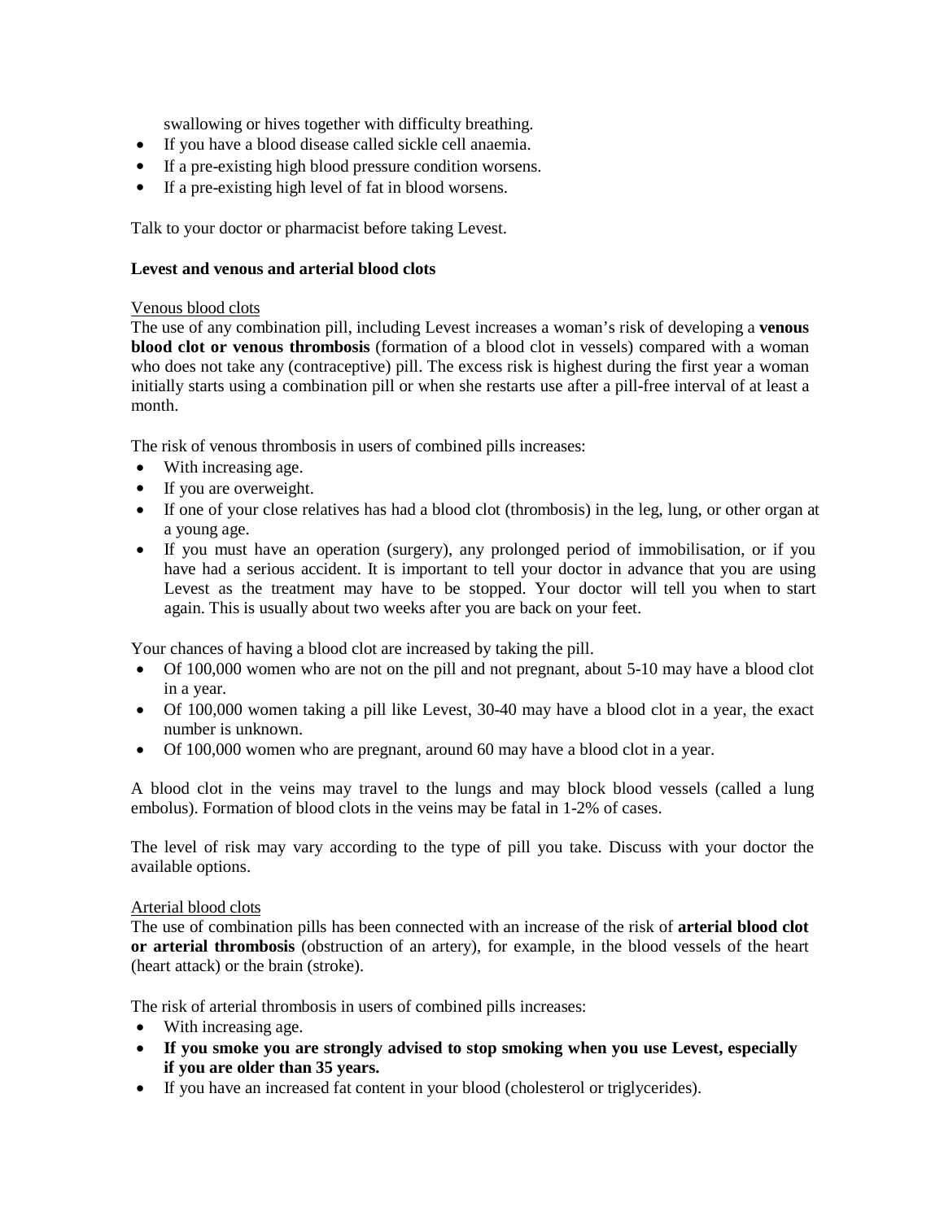swallowing or hives together with difficulty breathing.

- If you have a blood disease called sickle cell anaemia.
- If a pre-existing high blood pressure condition worsens.
- If a pre-existing high level of fat in blood worsens.

Talk to your doctor or pharmacist before taking Levest.

**Levest and venous and arterial blood clots**

Venous blood clots

The use of any combination pill, including Levest increases a woman's risk of developing a **venous blood clot or venous thrombosis** (formation of a blood clot in vessels) compared with a woman who does not take any (contraceptive) pill. The excess risk is highest during the first year a woman initially starts using a combination pill or when she restarts use after a pill-free interval of at least a month.

The risk of venous thrombosis in users of combined pills increases:

- With increasing age.
- If you are overweight.
- If one of your close relatives has had a blood clot (thrombosis) in the leg, lung, or other organ at a young age.
- If you must have an operation (surgery), any prolonged period of immobilisation, or if you have had a serious accident. It is important to tell your doctor in advance that you are using Levest as the treatment may have to be stopped. Your doctor will tell you when to start again. This is usually about two weeks after you are back on your feet.

Your chances of having a blood clot are increased by taking the pill.

- Of 100,000 women who are not on the pill and not pregnant, about 5-10 may have a blood clot in a year.
- Of 100,000 women taking a pill like Levest, 30-40 may have a blood clot in a year, the exact number is unknown.
- Of 100,000 women who are pregnant, around 60 may have a blood clot in a year.

A blood clot in the veins may travel to the lungs and may block blood vessels (called a lung embolus). Formation of blood clots in the veins may be fatal in 1-2% of cases.

The level of risk may vary according to the type of pill you take. Discuss with your doctor the available options.

Arterial blood clots

The use of combination pills has been connected with an increase of the risk of **arterial blood clot or arterial thrombosis** (obstruction of an artery), for example, in the blood vessels of the heart (heart attack) or the brain (stroke).

The risk of arterial thrombosis in users of combined pills increases:

- With increasing age.
- **If you smoke you are strongly advised to stop smoking when you use Levest, especially if you are older than 35 years.**
- If you have an increased fat content in your blood (cholesterol or triglycerides).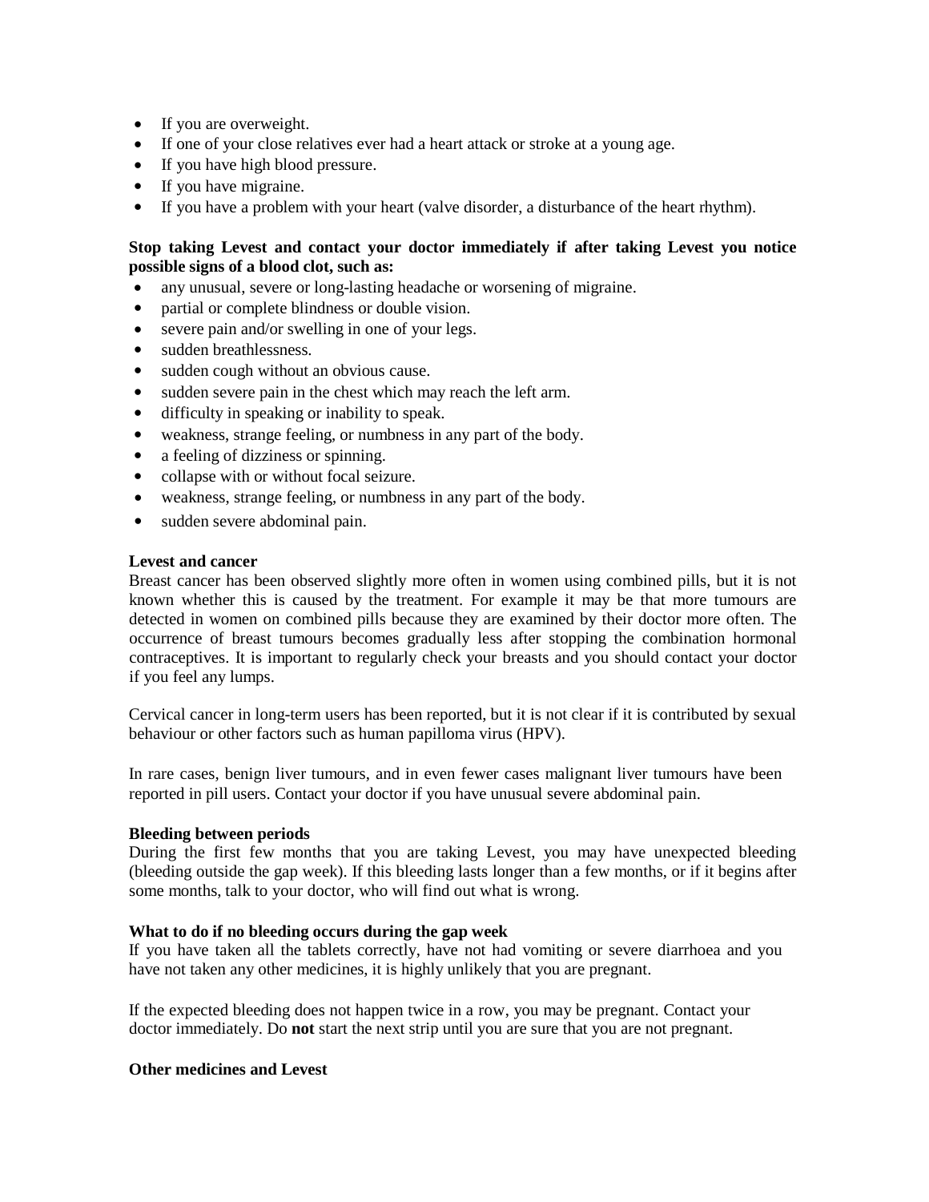- If you are overweight.
- If one of your close relatives ever had a heart attack or stroke at a young age.
- If you have high blood pressure.
- If you have migraine.
- If you have a problem with your heart (valve disorder, a disturbance of the heart rhythm).

**Stop taking Levest and contact your doctor immediately if after taking Levest you notice possible signs of a blood clot, such as:**

- any unusual, severe or long-lasting headache or worsening of migraine.
- partial or complete blindness or double vision.
- severe pain and/or swelling in one of your legs.
- sudden breathlessness.
- sudden cough without an obvious cause.
- sudden severe pain in the chest which may reach the left arm.
- difficulty in speaking or inability to speak.
- weakness, strange feeling, or numbness in any part of the body.
- a feeling of dizziness or spinning.
- collapse with or without focal seizure.
- weakness, strange feeling, or numbness in any part of the body.
- sudden severe abdominal pain.

**Levest and cancer**

Breast cancer has been observed slightly more often in women using combined pills, but it is not known whether this is caused by the treatment. For example it may be that more tumours are detected in women on combined pills because they are examined by their doctor more often. The occurrence of breast tumours becomes gradually less after stopping the combination hormonal contraceptives. It is important to regularly check your breasts and you should contact your doctor if you feel any lumps.

Cervical cancer in long-term users has been reported, but it is not clear if it is contributed by sexual behaviour or other factors such as human papilloma virus (HPV).

In rare cases, benign liver tumours, and in even fewer cases malignant liver tumours have been reported in pill users. Contact your doctor if you have unusual severe abdominal pain.

**Bleeding between periods**

During the first few months that you are taking Levest, you may have unexpected bleeding (bleeding outside the gap week). If this bleeding lasts longer than a few months, or if it begins after some months, talk to your doctor, who will find out what is wrong.

**What to do if no bleeding occurs during the gap week**

If you have taken all the tablets correctly, have not had vomiting or severe diarrhoea and you have not taken any other medicines, it is highly unlikely that you are pregnant.

If the expected bleeding does not happen twice in a row, you may be pregnant. Contact your doctor immediately. Do **not** start the next strip until you are sure that you are not pregnant.

**Other medicines and Levest**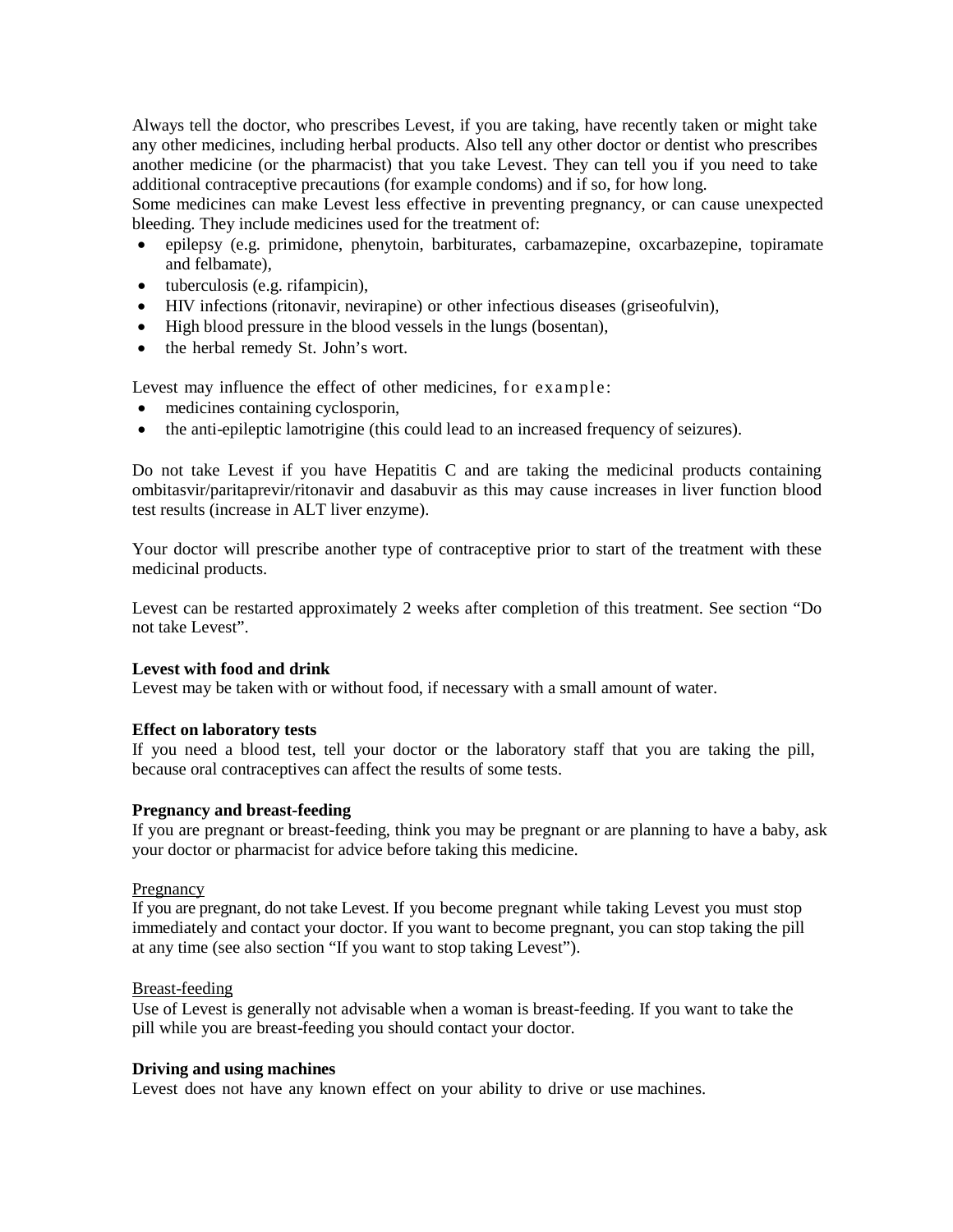Always tell the doctor, who prescribes Levest, if you are taking, have recently taken or might take any other medicines, including herbal products. Also tell any other doctor or dentist who prescribes another medicine (or the pharmacist) that you take Levest. They can tell you if you need to take additional contraceptive precautions (for example condoms) and if so, for how long.
Some medicines can make Levest less effective in preventing pregnancy, or can cause unexpected bleeding. They include medicines used for the treatment of:

- epilepsy (e.g. primidone, phenytoin, barbiturates, carbamazepine, oxcarbazepine, topiramate and felbamate),
- tuberculosis (e.g. rifampicin),
- HIV infections (ritonavir, nevirapine) or other infectious diseases (griseofulvin),
- High blood pressure in the blood vessels in the lungs (bosentan),
- the herbal remedy St. John's wort.

Levest may influence the effect of other medicines, for example:

- medicines containing cyclosporin,
- the anti-epileptic lamotrigine (this could lead to an increased frequency of seizures).

Do not take Levest if you have Hepatitis C and are taking the medicinal products containing ombitasvir/paritaprevir/ritonavir and dasabuvir as this may cause increases in liver function blood test results (increase in ALT liver enzyme).

Your doctor will prescribe another type of contraceptive prior to start of the treatment with these medicinal products.

Levest can be restarted approximately 2 weeks after completion of this treatment. See section "Do not take Levest".

**Levest with food and drink**
Levest may be taken with or without food, if necessary with a small amount of water.

**Effect on laboratory tests**
If you need a blood test, tell your doctor or the laboratory staff that you are taking the pill, because oral contraceptives can affect the results of some tests.

**Pregnancy and breast-feeding**
If you are pregnant or breast-feeding, think you may be pregnant or are planning to have a baby, ask your doctor or pharmacist for advice before taking this medicine.

Pregnancy
If you are pregnant, do not take Levest. If you become pregnant while taking Levest you must stop immediately and contact your doctor. If you want to become pregnant, you can stop taking the pill at any time (see also section "If you want to stop taking Levest").

Breast-feeding
Use of Levest is generally not advisable when a woman is breast-feeding. If you want to take the pill while you are breast-feeding you should contact your doctor.

**Driving and using machines**
Levest does not have any known effect on your ability to drive or use machines.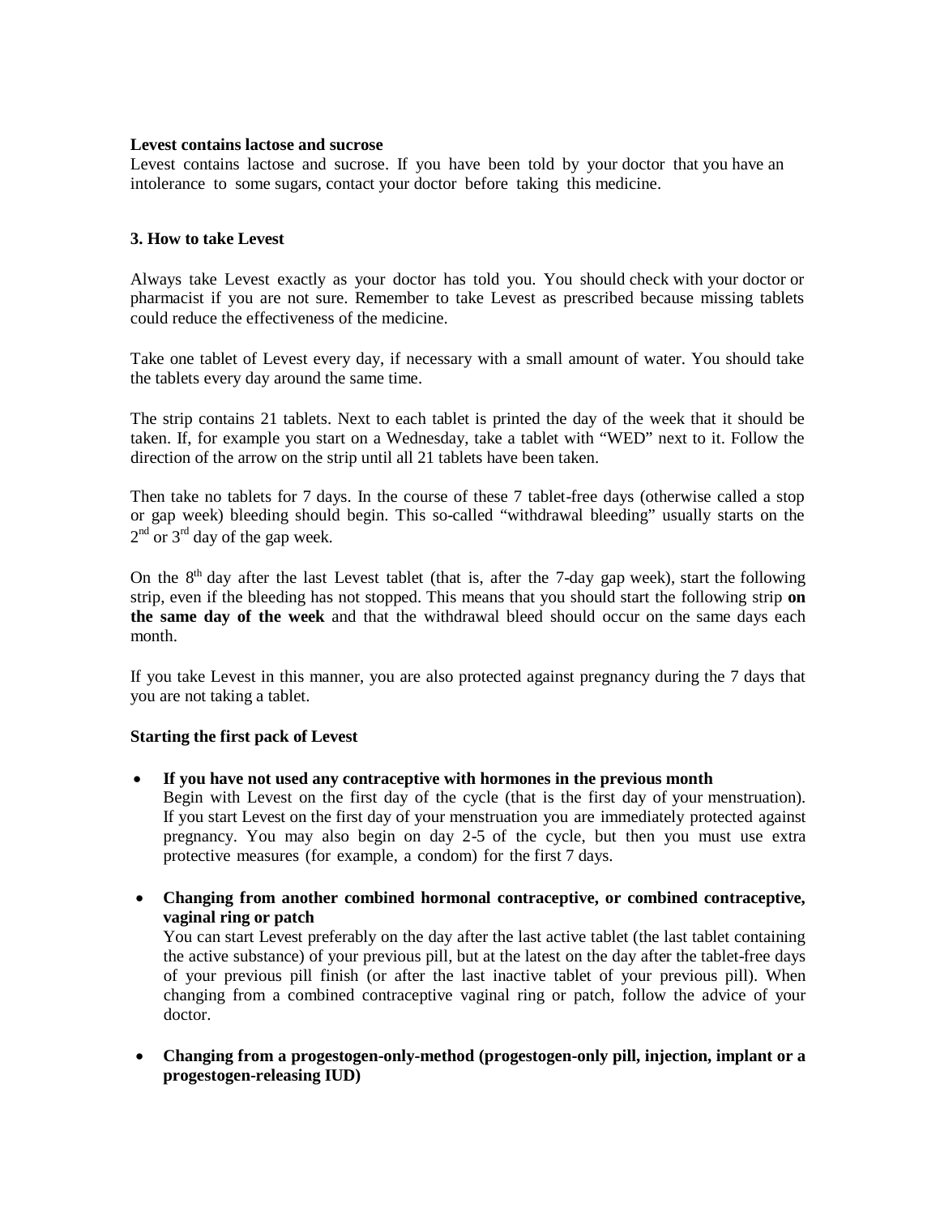**Levest contains lactose and sucrose**

Levest contains lactose and sucrose. If you have been told by your doctor that you have an intolerance to some sugars, contact your doctor before taking this medicine.

## 3. How to take Levest

Always take Levest exactly as your doctor has told you. You should check with your doctor or pharmacist if you are not sure. Remember to take Levest as prescribed because missing tablets could reduce the effectiveness of the medicine.

Take one tablet of Levest every day, if necessary with a small amount of water. You should take the tablets every day around the same time.

The strip contains 21 tablets. Next to each tablet is printed the day of the week that it should be taken. If, for example you start on a Wednesday, take a tablet with "WED" next to it. Follow the direction of the arrow on the strip until all 21 tablets have been taken.

Then take no tablets for 7 days. In the course of these 7 tablet-free days (otherwise called a stop or gap week) bleeding should begin. This so-called "withdrawal bleeding" usually starts on the 2nd or 3rd day of the gap week.

On the 8th day after the last Levest tablet (that is, after the 7-day gap week), start the following strip, even if the bleeding has not stopped. This means that you should start the following strip **on the same day of the week** and that the withdrawal bleed should occur on the same days each month.

If you take Levest in this manner, you are also protected against pregnancy during the 7 days that you are not taking a tablet.

**Starting the first pack of Levest**

- **If you have not used any contraceptive with hormones in the previous month**
  Begin with Levest on the first day of the cycle (that is the first day of your menstruation). If you start Levest on the first day of your menstruation you are immediately protected against pregnancy. You may also begin on day 2-5 of the cycle, but then you must use extra protective measures (for example, a condom) for the first 7 days.

- **Changing from another combined hormonal contraceptive, or combined contraceptive, vaginal ring or patch**
  You can start Levest preferably on the day after the last active tablet (the last tablet containing the active substance) of your previous pill, but at the latest on the day after the tablet-free days of your previous pill finish (or after the last inactive tablet of your previous pill). When changing from a combined contraceptive vaginal ring or patch, follow the advice of your doctor.

- **Changing from a progestogen-only-method (progestogen-only pill, injection, implant or a progestogen-releasing IUD)**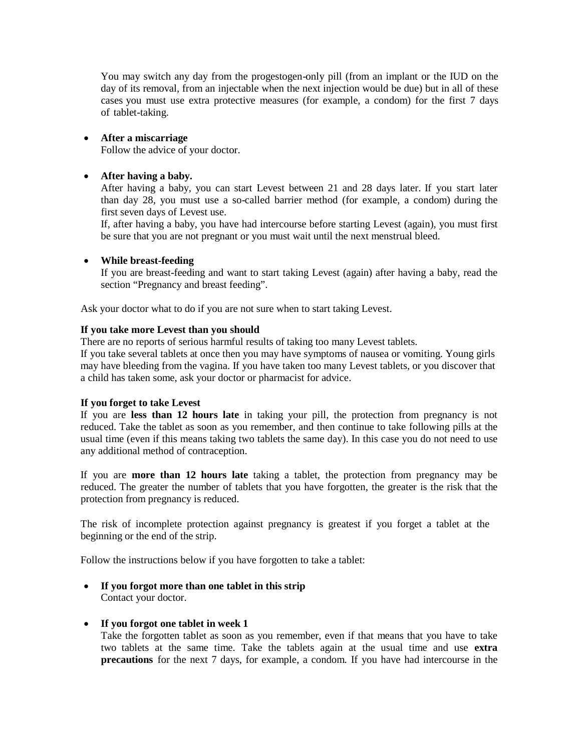You may switch any day from the progestogen-only pill (from an implant or the IUD on the day of its removal, from an injectable when the next injection would be due) but in all of these cases you must use extra protective measures (for example, a condom) for the first 7 days of tablet-taking.

- **After a miscarriage**
  Follow the advice of your doctor.

- **After having a baby.**
  After having a baby, you can start Levest between 21 and 28 days later. If you start later than day 28, you must use a so-called barrier method (for example, a condom) during the first seven days of Levest use.
  If, after having a baby, you have had intercourse before starting Levest (again), you must first be sure that you are not pregnant or you must wait until the next menstrual bleed.

- **While breast-feeding**
  If you are breast-feeding and want to start taking Levest (again) after having a baby, read the section "Pregnancy and breast feeding".

Ask your doctor what to do if you are not sure when to start taking Levest.

**If you take more Levest than you should**
There are no reports of serious harmful results of taking too many Levest tablets.
If you take several tablets at once then you may have symptoms of nausea or vomiting. Young girls may have bleeding from the vagina. If you have taken too many Levest tablets, or you discover that a child has taken some, ask your doctor or pharmacist for advice.

**If you forget to take Levest**
If you are **less than 12 hours late** in taking your pill, the protection from pregnancy is not reduced. Take the tablet as soon as you remember, and then continue to take following pills at the usual time (even if this means taking two tablets the same day). In this case you do not need to use any additional method of contraception.

If you are **more than 12 hours late** taking a tablet, the protection from pregnancy may be reduced. The greater the number of tablets that you have forgotten, the greater is the risk that the protection from pregnancy is reduced.

The risk of incomplete protection against pregnancy is greatest if you forget a tablet at the beginning or the end of the strip.

Follow the instructions below if you have forgotten to take a tablet:

- **If you forgot more than one tablet in this strip**
  Contact your doctor.

- **If you forgot one tablet in week 1**
  Take the forgotten tablet as soon as you remember, even if that means that you have to take two tablets at the same time. Take the tablets again at the usual time and use **extra precautions** for the next 7 days, for example, a condom. If you have had intercourse in the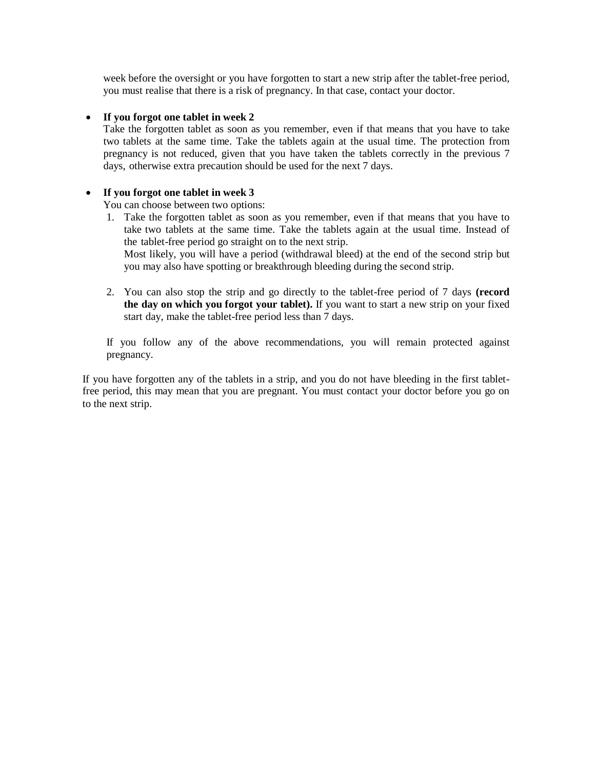week before the oversight or you have forgotten to start a new strip after the tablet-free period, you must realise that there is a risk of pregnancy. In that case, contact your doctor.

- **If you forgot one tablet in week 2**
  Take the forgotten tablet as soon as you remember, even if that means that you have to take two tablets at the same time. Take the tablets again at the usual time. The protection from pregnancy is not reduced, given that you have taken the tablets correctly in the previous 7 days, otherwise extra precaution should be used for the next 7 days.

- **If you forgot one tablet in week 3**
  You can choose between two options:
  1. Take the forgotten tablet as soon as you remember, even if that means that you have to take two tablets at the same time. Take the tablets again at the usual time. Instead of the tablet-free period go straight on to the next strip.
     Most likely, you will have a period (withdrawal bleed) at the end of the second strip but you may also have spotting or breakthrough bleeding during the second strip.

  2. You can also stop the strip and go directly to the tablet-free period of 7 days **(record the day on which you forgot your tablet).** If you want to start a new strip on your fixed start day, make the tablet-free period less than 7 days.

  If you follow any of the above recommendations, you will remain protected against pregnancy.

If you have forgotten any of the tablets in a strip, and you do not have bleeding in the first tablet-free period, this may mean that you are pregnant. You must contact your doctor before you go on to the next strip.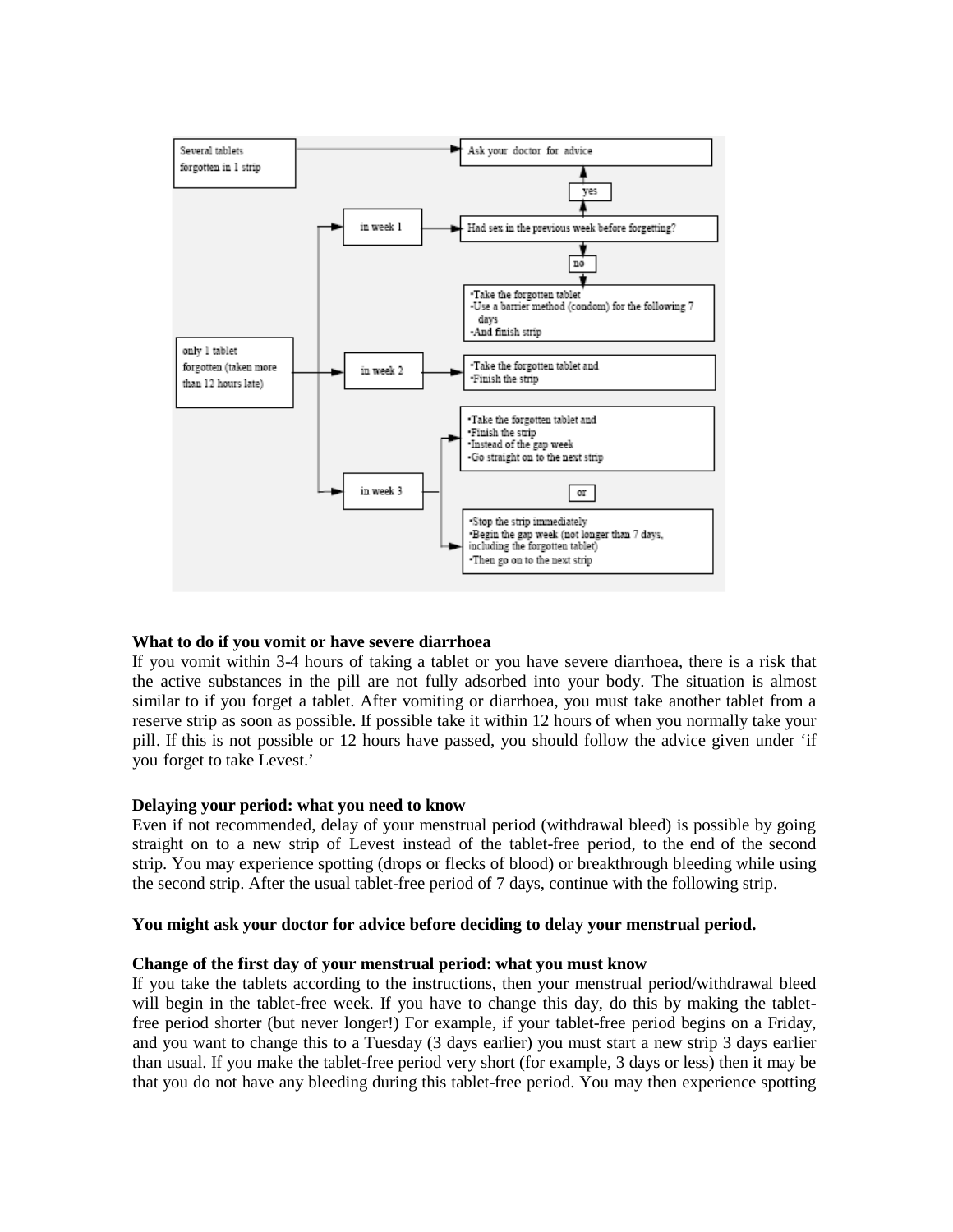Several tablets forgotten in 1 strip → Ask your doctor for advice

only 1 tablet forgotten (taken more than 12 hours late):

- **in week 1** → Had sex in the previous week before forgetting?
  - yes → Ask your doctor for advice
  - no →
    - Take the forgotten tablet
    - Use a barrier method (condom) for the following 7 days
    - And finish strip
- **in week 2** →
  - Take the forgotten tablet and
  - Finish the strip
- **in week 3** →
  - Take the forgotten tablet and
  - Finish the strip
  - Instead of the gap week
  - Go straight on to the next strip

  or

  - Stop the strip immediately
  - Begin the gap week (not longer than 7 days, including the forgotten tablet)
  - Then go on to the next strip

**What to do if you vomit or have severe diarrhoea**

If you vomit within 3-4 hours of taking a tablet or you have severe diarrhoea, there is a risk that the active substances in the pill are not fully adsorbed into your body. The situation is almost similar to if you forget a tablet. After vomiting or diarrhoea, you must take another tablet from a reserve strip as soon as possible. If possible take it within 12 hours of when you normally take your pill. If this is not possible or 12 hours have passed, you should follow the advice given under 'if you forget to take Levest.'

**Delaying your period: what you need to know**

Even if not recommended, delay of your menstrual period (withdrawal bleed) is possible by going straight on to a new strip of Levest instead of the tablet-free period, to the end of the second strip. You may experience spotting (drops or flecks of blood) or breakthrough bleeding while using the second strip. After the usual tablet-free period of 7 days, continue with the following strip.

**You might ask your doctor for advice before deciding to delay your menstrual period.**

**Change of the first day of your menstrual period: what you must know**

If you take the tablets according to the instructions, then your menstrual period/withdrawal bleed will begin in the tablet-free week. If you have to change this day, do this by making the tablet-free period shorter (but never longer!) For example, if your tablet-free period begins on a Friday, and you want to change this to a Tuesday (3 days earlier) you must start a new strip 3 days earlier than usual. If you make the tablet-free period very short (for example, 3 days or less) then it may be that you do not have any bleeding during this tablet-free period. You may then experience spotting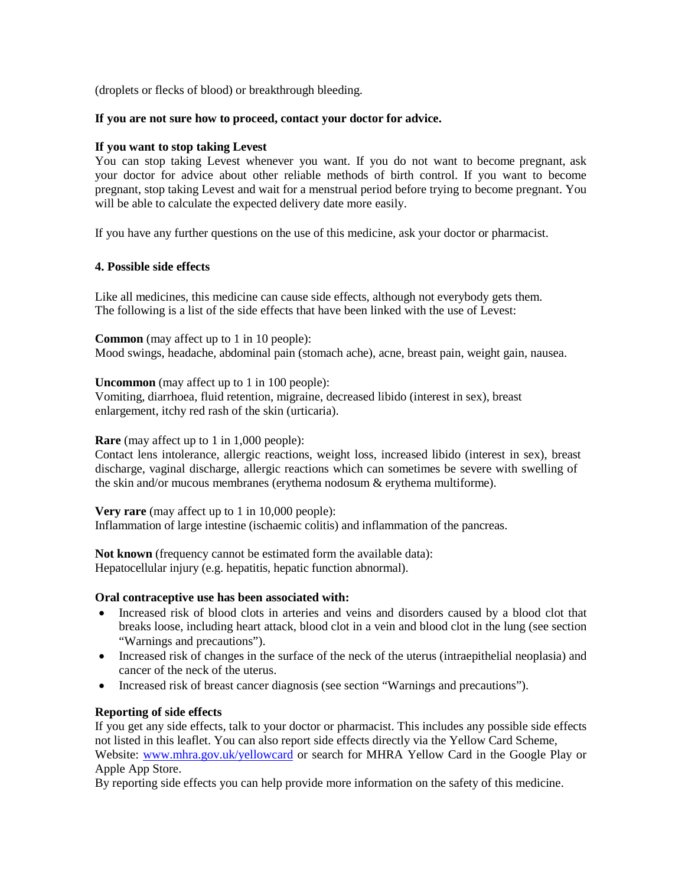(droplets or flecks of blood) or breakthrough bleeding.

**If you are not sure how to proceed, contact your doctor for advice.**

**If you want to stop taking Levest**

You can stop taking Levest whenever you want. If you do not want to become pregnant, ask your doctor for advice about other reliable methods of birth control. If you want to become pregnant, stop taking Levest and wait for a menstrual period before trying to become pregnant. You will be able to calculate the expected delivery date more easily.

If you have any further questions on the use of this medicine, ask your doctor or pharmacist.

## 4. Possible side effects

Like all medicines, this medicine can cause side effects, although not everybody gets them.
The following is a list of the side effects that have been linked with the use of Levest:

**Common** (may affect up to 1 in 10 people):
Mood swings, headache, abdominal pain (stomach ache), acne, breast pain, weight gain, nausea.

**Uncommon** (may affect up to 1 in 100 people):
Vomiting, diarrhoea, fluid retention, migraine, decreased libido (interest in sex), breast enlargement, itchy red rash of the skin (urticaria).

**Rare** (may affect up to 1 in 1,000 people):
Contact lens intolerance, allergic reactions, weight loss, increased libido (interest in sex), breast discharge, vaginal discharge, allergic reactions which can sometimes be severe with swelling of the skin and/or mucous membranes (erythema nodosum & erythema multiforme).

**Very rare** (may affect up to 1 in 10,000 people):
Inflammation of large intestine (ischaemic colitis) and inflammation of the pancreas.

**Not known** (frequency cannot be estimated form the available data):
Hepatocellular injury (e.g. hepatitis, hepatic function abnormal).

**Oral contraceptive use has been associated with:**

- Increased risk of blood clots in arteries and veins and disorders caused by a blood clot that breaks loose, including heart attack, blood clot in a vein and blood clot in the lung (see section "Warnings and precautions").
- Increased risk of changes in the surface of the neck of the uterus (intraepithelial neoplasia) and cancer of the neck of the uterus.
- Increased risk of breast cancer diagnosis (see section "Warnings and precautions").

**Reporting of side effects**

If you get any side effects, talk to your doctor or pharmacist. This includes any possible side effects not listed in this leaflet. You can also report side effects directly via the Yellow Card Scheme, Website: [www.mhra.gov.uk/yellowcard](http://www.mhra.gov.uk/yellowcard) or search for MHRA Yellow Card in the Google Play or Apple App Store.
By reporting side effects you can help provide more information on the safety of this medicine.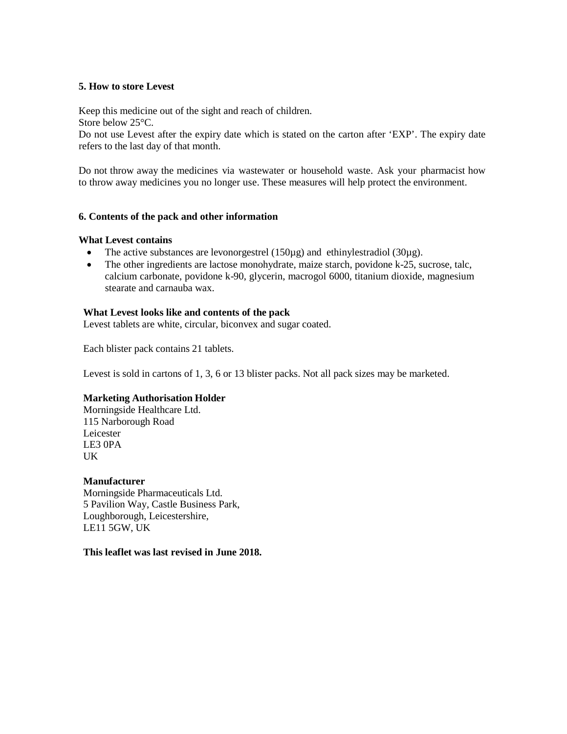## 5. How to store Levest

Keep this medicine out of the sight and reach of children.
Store below 25°C.
Do not use Levest after the expiry date which is stated on the carton after 'EXP'. The expiry date refers to the last day of that month.

Do not throw away the medicines via wastewater or household waste. Ask your pharmacist how to throw away medicines you no longer use. These measures will help protect the environment.

## 6. Contents of the pack and other information

### What Levest contains

- The active substances are levonorgestrel (150µg) and ethinylestradiol (30µg).
- The other ingredients are lactose monohydrate, maize starch, povidone k-25, sucrose, talc, calcium carbonate, povidone k-90, glycerin, macrogol 6000, titanium dioxide, magnesium stearate and carnauba wax.

### What Levest looks like and contents of the pack

Levest tablets are white, circular, biconvex and sugar coated.

Each blister pack contains 21 tablets.

Levest is sold in cartons of 1, 3, 6 or 13 blister packs. Not all pack sizes may be marketed.

### Marketing Authorisation Holder

Morningside Healthcare Ltd.
115 Narborough Road
Leicester
LE3 0PA
UK

### Manufacturer

Morningside Pharmaceuticals Ltd.
5 Pavilion Way, Castle Business Park,
Loughborough, Leicestershire,
LE11 5GW, UK

**This leaflet was last revised in June 2018.**